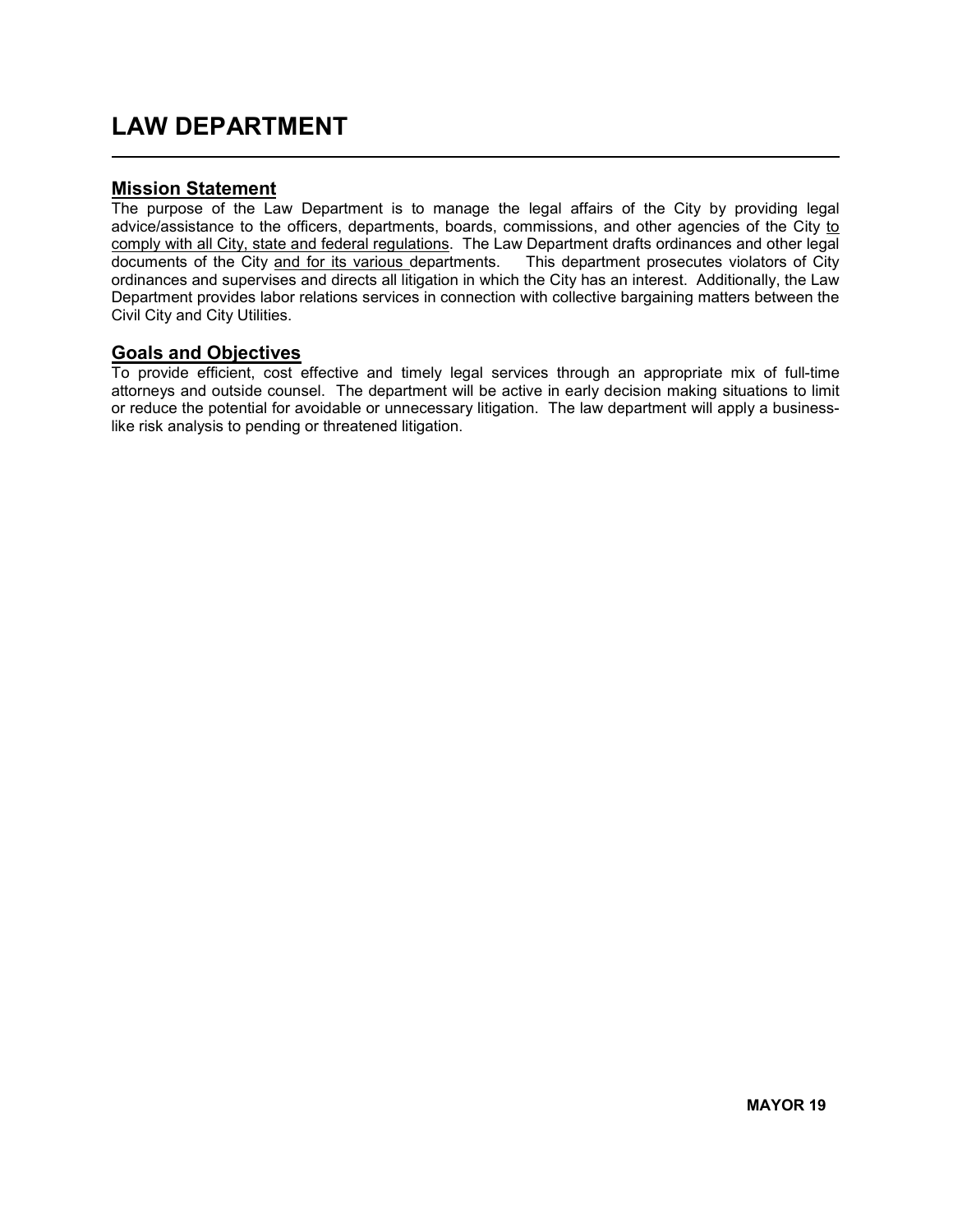# LAW DEPARTMENT

## Mission Statement

The purpose of the Law Department is to manage the legal affairs of the City by providing legal advice/assistance to the officers, departments, boards, commissions, and other agencies of the City to comply with all City, state and federal regulations. The Law Department drafts ordinances and other legal documents of the City and for its various departments. This department prosecutes violators of City ordinances and supervises and directs all litigation in which the City has an interest. Additionally, the Law Department provides labor relations services in connection with collective bargaining matters between the Civil City and City Utilities.

## Goals and Objectives

To provide efficient, cost effective and timely legal services through an appropriate mix of full-time attorneys and outside counsel. The department will be active in early decision making situations to limit or reduce the potential for avoidable or unnecessary litigation. The law department will apply a business-like risk analysis to pending or threatened litigation.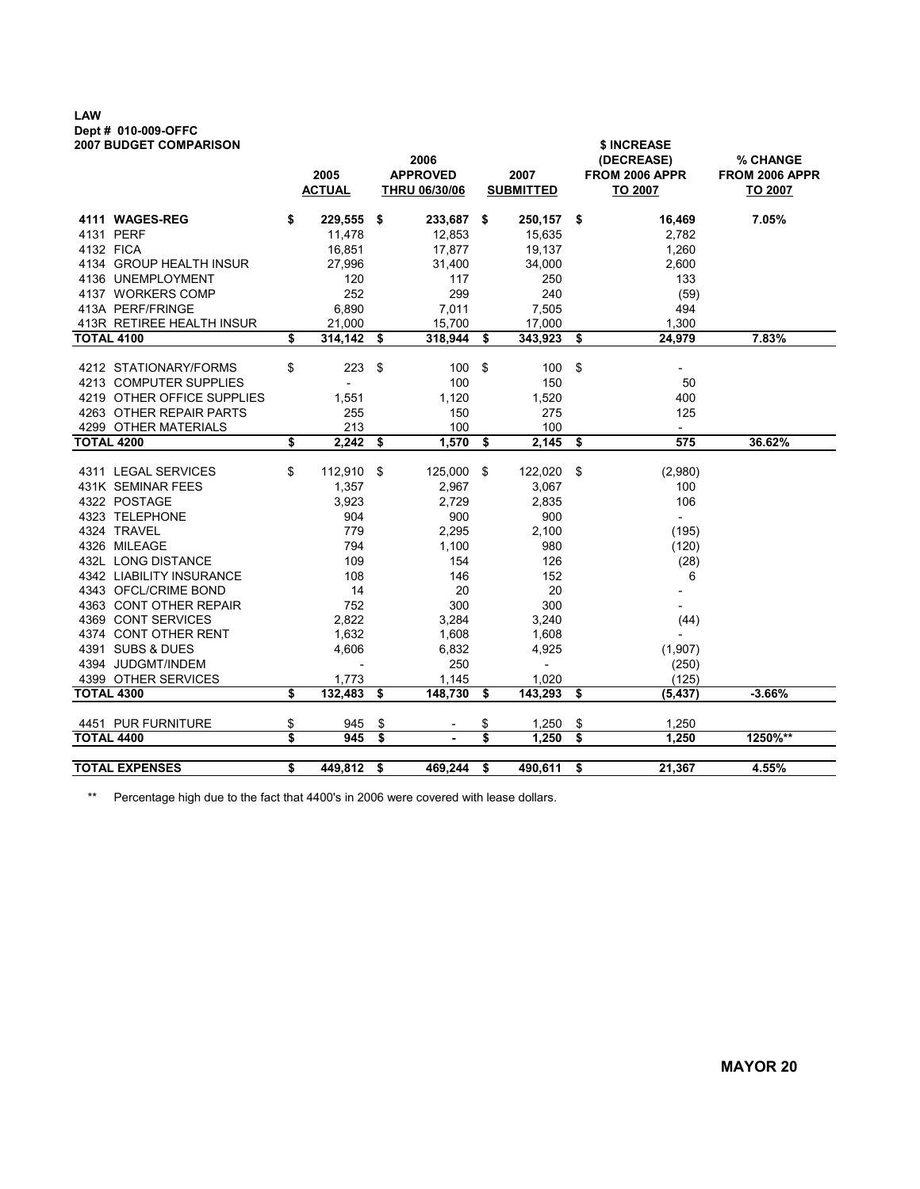**LAW**
**Dept # 010-009-OFFC**
**2007 BUDGET COMPARISON**

| | 2005 ACTUAL | 2006 APPROVED THRU 06/30/06 | 2007 SUBMITTED | $ INCREASE (DECREASE) FROM 2006 APPR TO 2007 | % CHANGE FROM 2006 APPR TO 2007 |
|---|---|---|---|---|---|
| **4111 WAGES-REG** | **$ 229,555** | **$ 233,687** | **$ 250,157** | **$ 16,469** | **7.05%** |
| 4131 PERF | 11,478 | 12,853 | 15,635 | 2,782 | |
| 4132 FICA | 16,851 | 17,877 | 19,137 | 1,260 | |
| 4134 GROUP HEALTH INSUR | 27,996 | 31,400 | 34,000 | 2,600 | |
| 4136 UNEMPLOYMENT | 120 | 117 | 250 | 133 | |
| 4137 WORKERS COMP | 252 | 299 | 240 | (59) | |
| 413A PERF/FRINGE | 6,890 | 7,011 | 7,505 | 494 | |
| 413R RETIREE HEALTH INSUR | 21,000 | 15,700 | 17,000 | 1,300 | |
| **TOTAL 4100** | **$ 314,142** | **$ 318,944** | **$ 343,923** | **$ 24,979** | **7.83%** |
| 4212 STATIONARY/FORMS | $ 223 | $ 100 | $ 100 | $ - | |
| 4213 COMPUTER SUPPLIES | - | 100 | 150 | 50 | |
| 4219 OTHER OFFICE SUPPLIES | 1,551 | 1,120 | 1,520 | 400 | |
| 4263 OTHER REPAIR PARTS | 255 | 150 | 275 | 125 | |
| 4299 OTHER MATERIALS | 213 | 100 | 100 | - | |
| **TOTAL 4200** | **$ 2,242** | **$ 1,570** | **$ 2,145** | **$ 575** | **36.62%** |
| 4311 LEGAL SERVICES | $ 112,910 | $ 125,000 | $ 122,020 | $ (2,980) | |
| 431K SEMINAR FEES | 1,357 | 2,967 | 3,067 | 100 | |
| 4322 POSTAGE | 3,923 | 2,729 | 2,835 | 106 | |
| 4323 TELEPHONE | 904 | 900 | 900 | - | |
| 4324 TRAVEL | 779 | 2,295 | 2,100 | (195) | |
| 4326 MILEAGE | 794 | 1,100 | 980 | (120) | |
| 432L LONG DISTANCE | 109 | 154 | 126 | (28) | |
| 4342 LIABILITY INSURANCE | 108 | 146 | 152 | 6 | |
| 4343 OFCL/CRIME BOND | 14 | 20 | 20 | - | |
| 4363 CONT OTHER REPAIR | 752 | 300 | 300 | - | |
| 4369 CONT SERVICES | 2,822 | 3,284 | 3,240 | (44) | |
| 4374 CONT OTHER RENT | 1,632 | 1,608 | 1,608 | - | |
| 4391 SUBS & DUES | 4,606 | 6,832 | 4,925 | (1,907) | |
| 4394 JUDGMT/INDEM | - | 250 | - | (250) | |
| 4399 OTHER SERVICES | 1,773 | 1,145 | 1,020 | (125) | |
| **TOTAL 4300** | **$ 132,483** | **$ 148,730** | **$ 143,293** | **$ (5,437)** | **-3.66%** |
| 4451 PUR FURNITURE | $ 945 | $ - | $ 1,250 | $ 1,250 | |
| **TOTAL 4400** | **$ 945** | **$ -** | **$ 1,250** | **$ 1,250** | **1250%\*\*** |
| **TOTAL EXPENSES** | **$ 449,812** | **$ 469,244** | **$ 490,611** | **$ 21,367** | **4.55%** |

** Percentage high due to the fact that 4400's in 2006 were covered with lease dollars.

**MAYOR 20**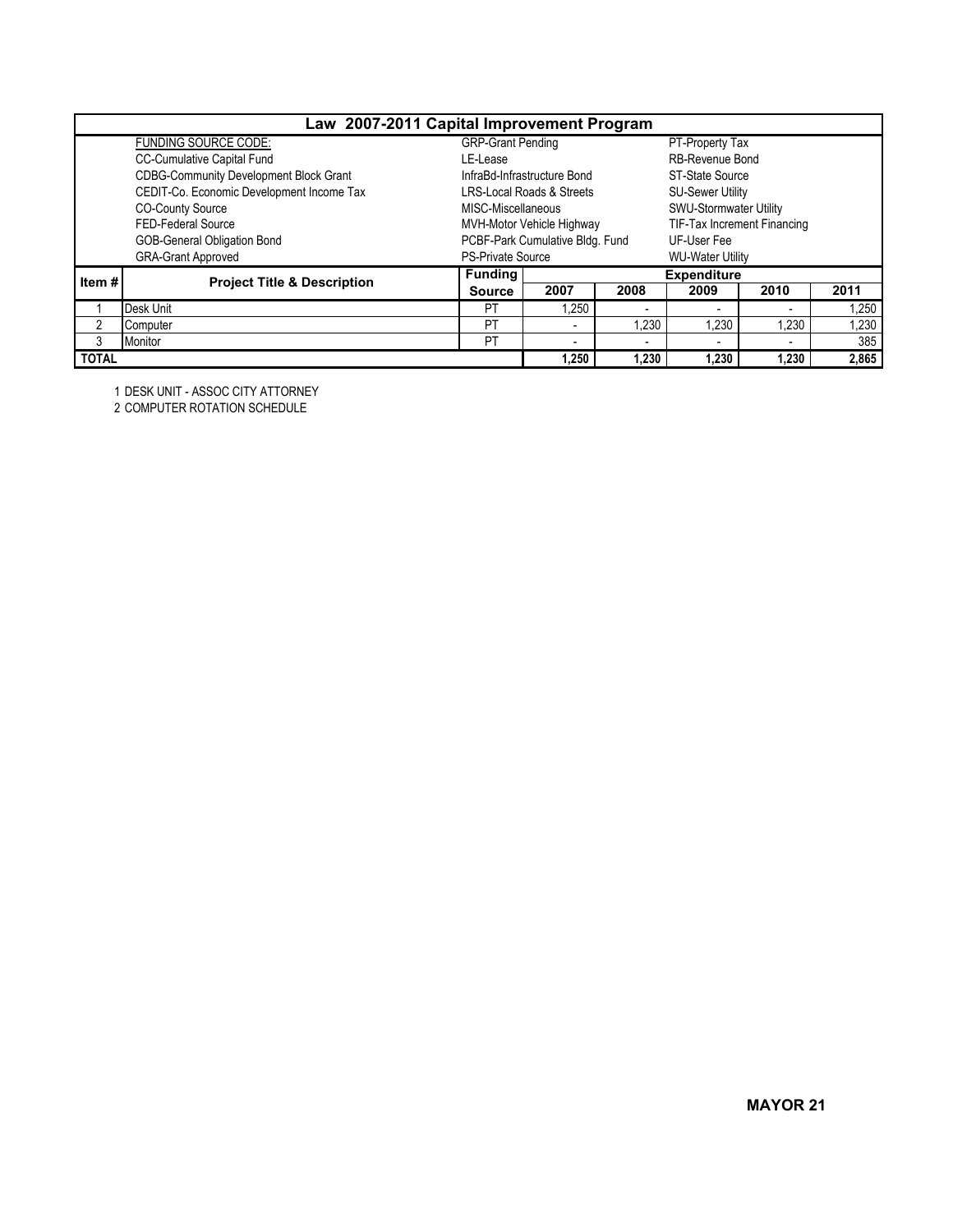# Law 2007-2011 Capital Improvement Program

| FUNDING SOURCE CODE: | | |
|---|---|---|
| CC-Cumulative Capital Fund | GRP-Grant Pending | PT-Property Tax |
| CDBG-Community Development Block Grant | LE-Lease | RB-Revenue Bond |
| CEDIT-Co. Economic Development Income Tax | InfraBd-Infrastructure Bond | ST-State Source |
| CO-County Source | LRS-Local Roads & Streets | SU-Sewer Utility |
| FED-Federal Source | MISC-Miscellaneous | SWU-Stormwater Utility |
| GOB-General Obligation Bond | MVH-Motor Vehicle Highway | TIF-Tax Increment Financing |
| GRA-Grant Approved | PCBF-Park Cumulative Bldg. Fund | UF-User Fee |
| | PS-Private Source | WU-Water Utility |

| Item # | Project Title & Description | Funding Source | Expenditure | | | | |
|---|---|---|---|---|---|---|---|
| | | | 2007 | 2008 | 2009 | 2010 | 2011 |
| 1 | Desk Unit | PT | 1,250 | - | - | - | 1,250 |
| 2 | Computer | PT | - | 1,230 | 1,230 | 1,230 | 1,230 |
| 3 | Monitor | PT | - | - | - | - | 385 |
| TOTAL | | | 1,250 | 1,230 | 1,230 | 1,230 | 2,865 |

1 DESK UNIT - ASSOC CITY ATTORNEY

2 COMPUTER ROTATION SCHEDULE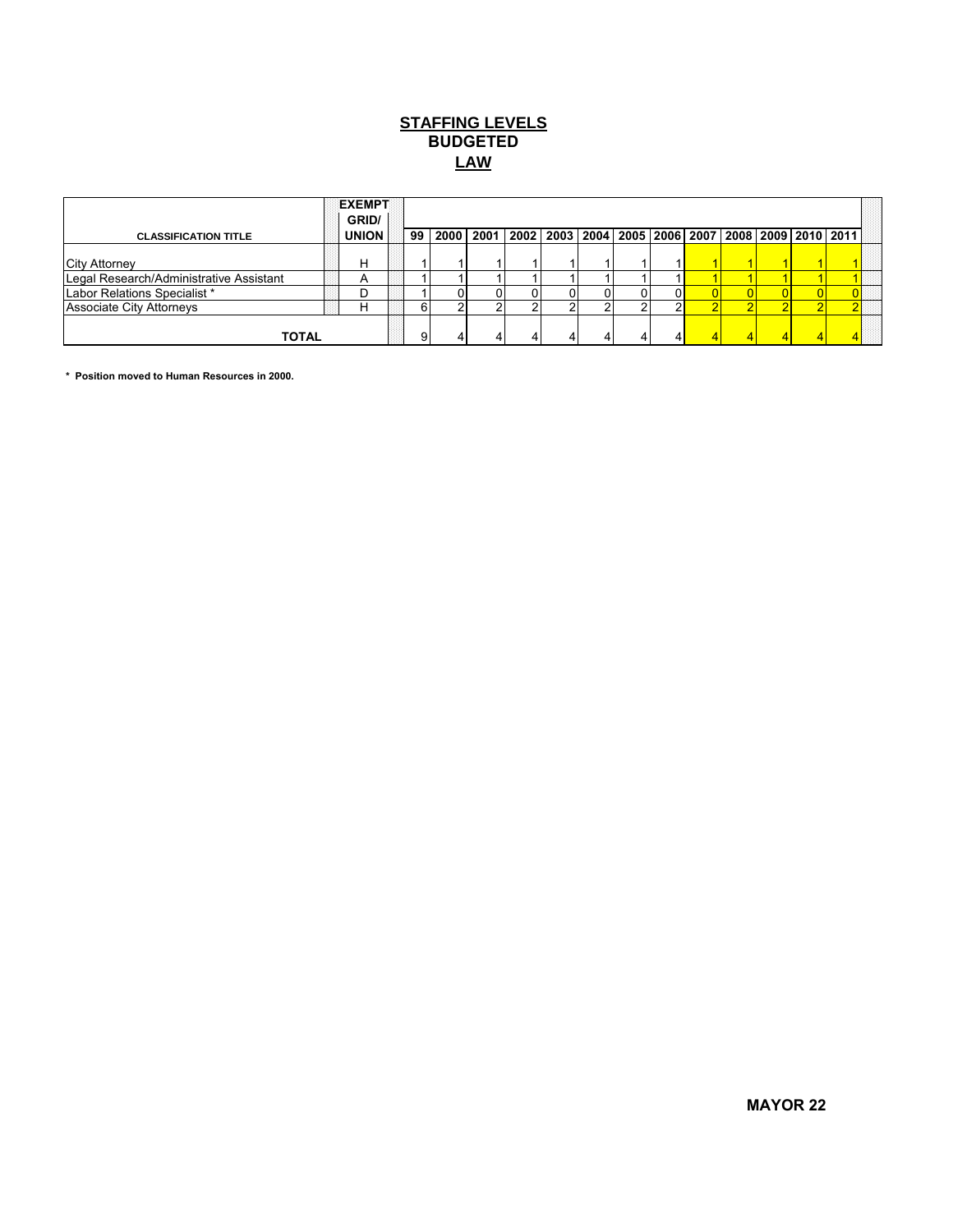# STAFFING LEVELS
## BUDGETED
## LAW

| CLASSIFICATION TITLE | EXEMPT GRID/ UNION | 99 | 2000 | 2001 | 2002 | 2003 | 2004 | 2005 | 2006 | 2007 | 2008 | 2009 | 2010 | 2011 |
|---|---|---|---|---|---|---|---|---|---|---|---|---|---|---|
| City Attorney | H | 1 | 1 | 1 | 1 | 1 | 1 | 1 | 1 | 1 | 1 | 1 | 1 | 1 |
| Legal Research/Administrative Assistant | A | 1 | 1 | 1 | 1 | 1 | 1 | 1 | 1 | 1 | 1 | 1 | 1 | 1 |
| Labor Relations Specialist * | D | 1 | 0 | 0 | 0 | 0 | 0 | 0 | 0 | 0 | 0 | 0 | 0 | 0 |
| Associate City Attorneys | H | 6 | 2 | 2 | 2 | 2 | 2 | 2 | 2 | 2 | 2 | 2 | 2 | 2 |
| **TOTAL** | | 9 | 4 | 4 | 4 | 4 | 4 | 4 | 4 | 4 | 4 | 4 | 4 | 4 |

**\* Position moved to Human Resources in 2000.**

**MAYOR 22**